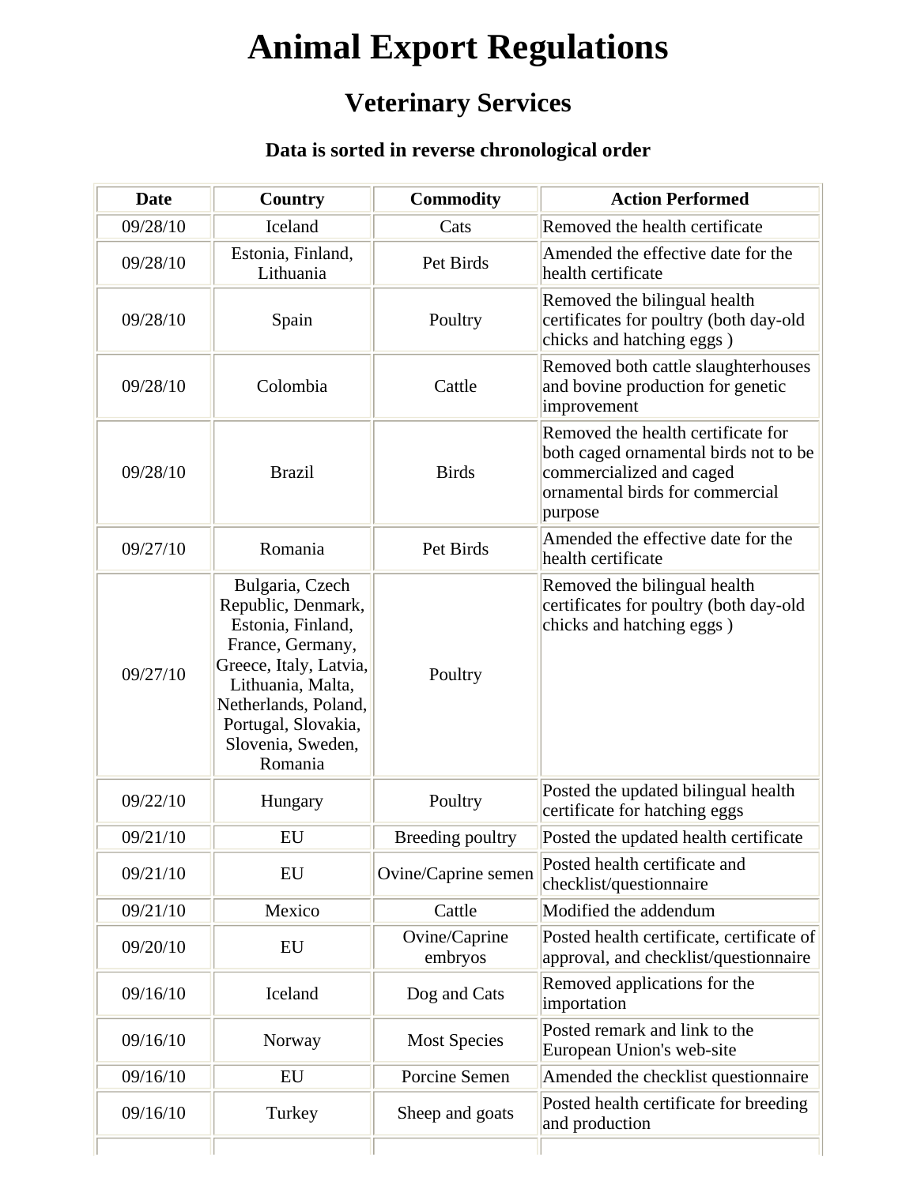# Animal Export Regulations

## Veterinary Services

### Data is sorted in reverse chronological order

| Date | Country | Commodity | Action Performed |
|---|---|---|---|
| 09/28/10 | Iceland | Cats | Removed the health certificate |
| 09/28/10 | Estonia, Finland, Lithuania | Pet Birds | Amended the effective date for the health certificate |
| 09/28/10 | Spain | Poultry | Removed the bilingual health certificates for poultry (both day-old chicks and hatching eggs ) |
| 09/28/10 | Colombia | Cattle | Removed both cattle slaughterhouses and bovine production for genetic improvement |
| 09/28/10 | Brazil | Birds | Removed the health certificate for both caged ornamental birds not to be commercialized and caged ornamental birds for commercial purpose |
| 09/27/10 | Romania | Pet Birds | Amended the effective date for the health certificate |
| 09/27/10 | Bulgaria, Czech Republic, Denmark, Estonia, Finland, France, Germany, Greece, Italy, Latvia, Lithuania, Malta, Netherlands, Poland, Portugal, Slovakia, Slovenia, Sweden, Romania | Poultry | Removed the bilingual health certificates for poultry (both day-old chicks and hatching eggs ) |
| 09/22/10 | Hungary | Poultry | Posted the updated bilingual health certificate for hatching eggs |
| 09/21/10 | EU | Breeding poultry | Posted the updated health certificate |
| 09/21/10 | EU | Ovine/Caprine semen | Posted health certificate and checklist/questionnaire |
| 09/21/10 | Mexico | Cattle | Modified the addendum |
| 09/20/10 | EU | Ovine/Caprine embryos | Posted health certificate, certificate of approval, and checklist/questionnaire |
| 09/16/10 | Iceland | Dog and Cats | Removed applications for the importation |
| 09/16/10 | Norway | Most Species | Posted remark and link to the European Union's web-site |
| 09/16/10 | EU | Porcine Semen | Amended the checklist questionnaire |
| 09/16/10 | Turkey | Sheep and goats | Posted health certificate for breeding and production |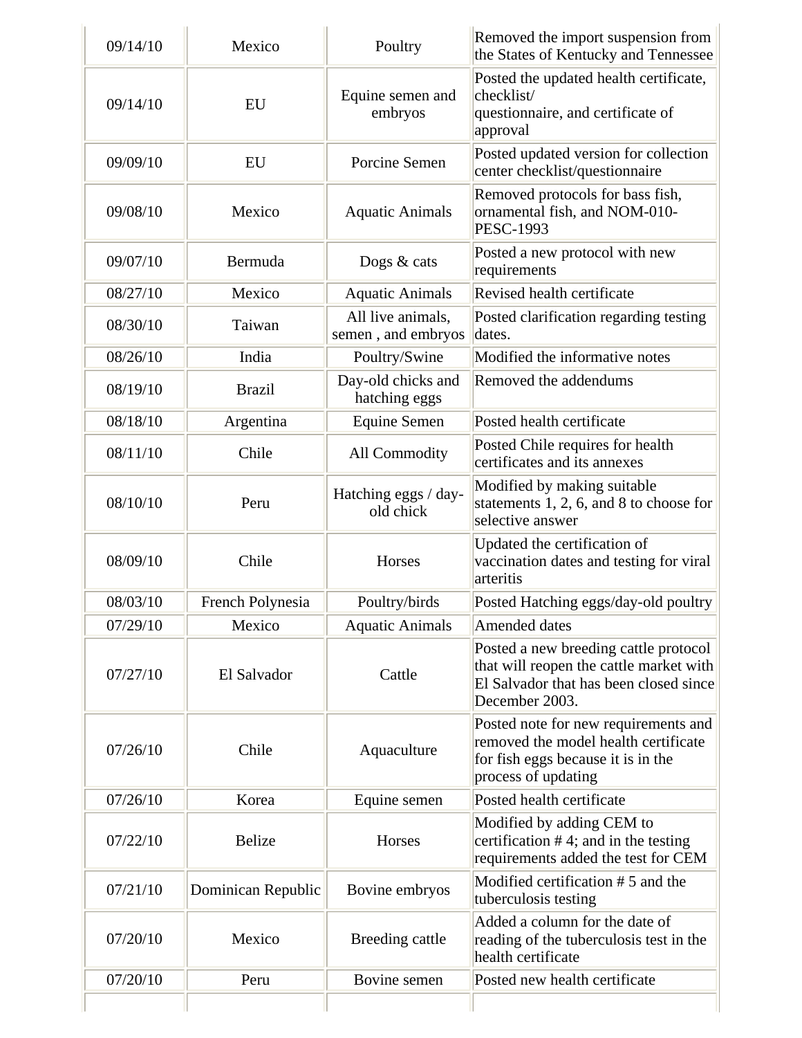| | | | |
|---|---|---|---|
| 09/14/10 | Mexico | Poultry | Removed the import suspension from the States of Kentucky and Tennessee |
| 09/14/10 | EU | Equine semen and embryos | Posted the updated health certificate, checklist/ questionnaire, and certificate of approval |
| 09/09/10 | EU | Porcine Semen | Posted updated version for collection center checklist/questionnaire |
| 09/08/10 | Mexico | Aquatic Animals | Removed protocols for bass fish, ornamental fish, and NOM-010-PESC-1993 |
| 09/07/10 | Bermuda | Dogs & cats | Posted a new protocol with new requirements |
| 08/27/10 | Mexico | Aquatic Animals | Revised health certificate |
| 08/30/10 | Taiwan | All live animals, semen , and embryos | Posted clarification regarding testing dates. |
| 08/26/10 | India | Poultry/Swine | Modified the informative notes |
| 08/19/10 | Brazil | Day-old chicks and hatching eggs | Removed the addendums |
| 08/18/10 | Argentina | Equine Semen | Posted health certificate |
| 08/11/10 | Chile | All Commodity | Posted Chile requires for health certificates and its annexes |
| 08/10/10 | Peru | Hatching eggs / day-old chick | Modified by making suitable statements 1, 2, 6, and 8 to choose for selective answer |
| 08/09/10 | Chile | Horses | Updated the certification of vaccination dates and testing for viral arteritis |
| 08/03/10 | French Polynesia | Poultry/birds | Posted Hatching eggs/day-old poultry |
| 07/29/10 | Mexico | Aquatic Animals | Amended dates |
| 07/27/10 | El Salvador | Cattle | Posted a new breeding cattle protocol that will reopen the cattle market with El Salvador that has been closed since December 2003. |
| 07/26/10 | Chile | Aquaculture | Posted note for new requirements and removed the model health certificate for fish eggs because it is in the process of updating |
| 07/26/10 | Korea | Equine semen | Posted health certificate |
| 07/22/10 | Belize | Horses | Modified by adding CEM to certification # 4; and in the testing requirements added the test for CEM |
| 07/21/10 | Dominican Republic | Bovine embryos | Modified certification # 5 and the tuberculosis testing |
| 07/20/10 | Mexico | Breeding cattle | Added a column for the date of reading of the tuberculosis test in the health certificate |
| 07/20/10 | Peru | Bovine semen | Posted new health certificate |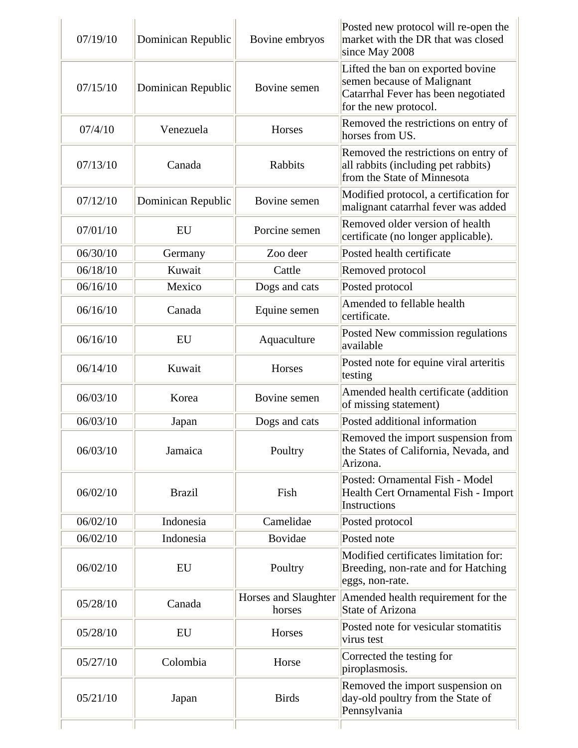| | | | |
|---|---|---|---|
| 07/19/10 | Dominican Republic | Bovine embryos | Posted new protocol will re-open the market with the DR that was closed since May 2008 |
| 07/15/10 | Dominican Republic | Bovine semen | Lifted the ban on exported bovine semen because of Malignant Catarrhal Fever has been negotiated for the new protocol. |
| 07/4/10 | Venezuela | Horses | Removed the restrictions on entry of horses from US. |
| 07/13/10 | Canada | Rabbits | Removed the restrictions on entry of all rabbits (including pet rabbits) from the State of Minnesota |
| 07/12/10 | Dominican Republic | Bovine semen | Modified protocol, a certification for malignant catarrhal fever was added |
| 07/01/10 | EU | Porcine semen | Removed older version of health certificate (no longer applicable). |
| 06/30/10 | Germany | Zoo deer | Posted health certificate |
| 06/18/10 | Kuwait | Cattle | Removed protocol |
| 06/16/10 | Mexico | Dogs and cats | Posted protocol |
| 06/16/10 | Canada | Equine semen | Amended to fellable health certificate. |
| 06/16/10 | EU | Aquaculture | Posted New commission regulations available |
| 06/14/10 | Kuwait | Horses | Posted note for equine viral arteritis testing |
| 06/03/10 | Korea | Bovine semen | Amended health certificate (addition of missing statement) |
| 06/03/10 | Japan | Dogs and cats | Posted additional information |
| 06/03/10 | Jamaica | Poultry | Removed the import suspension from the States of California, Nevada, and Arizona. |
| 06/02/10 | Brazil | Fish | Posted: Ornamental Fish - Model Health Cert Ornamental Fish - Import Instructions |
| 06/02/10 | Indonesia | Camelidae | Posted protocol |
| 06/02/10 | Indonesia | Bovidae | Posted note |
| 06/02/10 | EU | Poultry | Modified certificates limitation for: Breeding, non-rate and for Hatching eggs, non-rate. |
| 05/28/10 | Canada | Horses and Slaughter horses | Amended health requirement for the State of Arizona |
| 05/28/10 | EU | Horses | Posted note for vesicular stomatitis virus test |
| 05/27/10 | Colombia | Horse | Corrected the testing for piroplasmosis. |
| 05/21/10 | Japan | Birds | Removed the import suspension on day-old poultry from the State of Pennsylvania |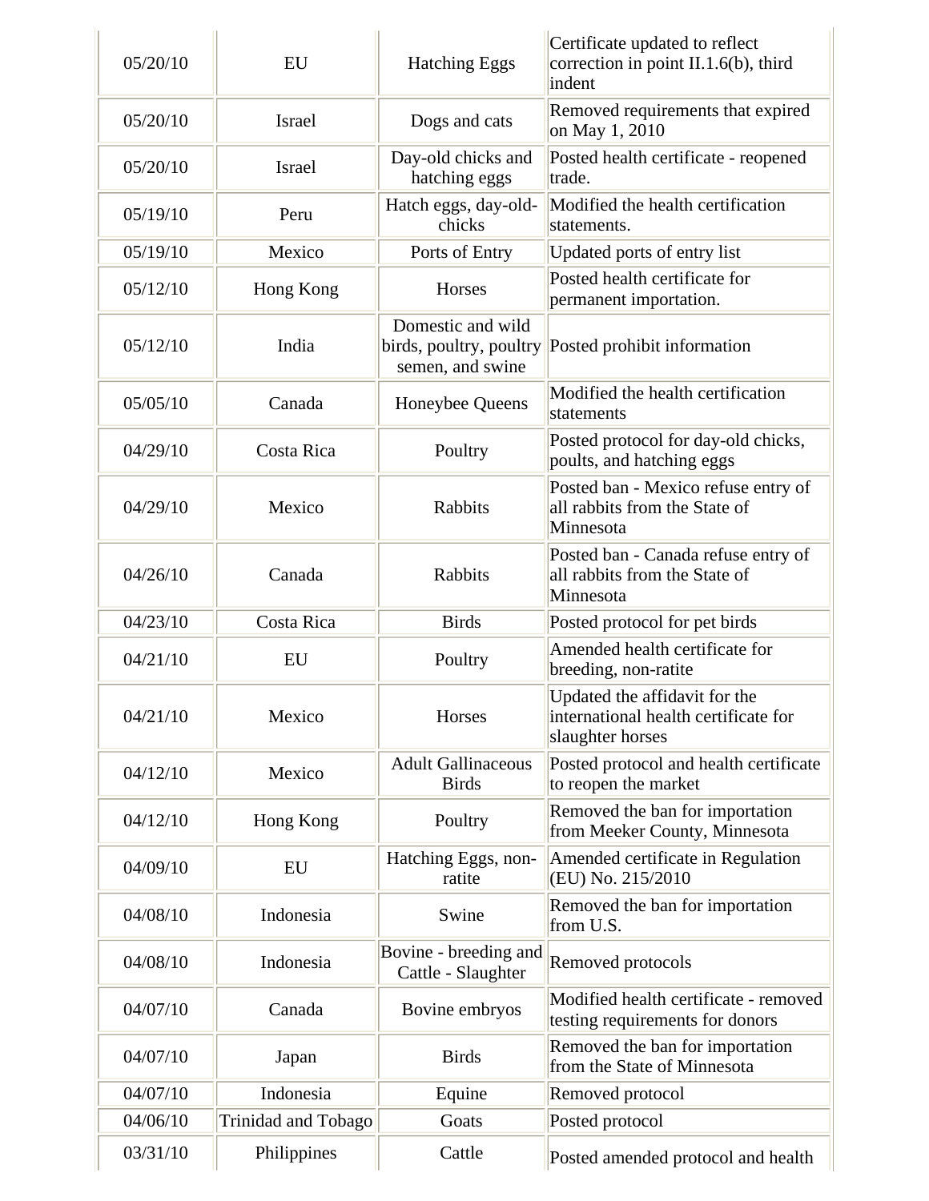| | | | |
|---|---|---|---|
| 05/20/10 | EU | Hatching Eggs | Certificate updated to reflect correction in point II.1.6(b), third indent |
| 05/20/10 | Israel | Dogs and cats | Removed requirements that expired on May 1, 2010 |
| 05/20/10 | Israel | Day-old chicks and hatching eggs | Posted health certificate - reopened trade. |
| 05/19/10 | Peru | Hatch eggs, day-old-chicks | Modified the health certification statements. |
| 05/19/10 | Mexico | Ports of Entry | Updated ports of entry list |
| 05/12/10 | Hong Kong | Horses | Posted health certificate for permanent importation. |
| 05/12/10 | India | Domestic and wild birds, poultry, poultry semen, and swine | Posted prohibit information |
| 05/05/10 | Canada | Honeybee Queens | Modified the health certification statements |
| 04/29/10 | Costa Rica | Poultry | Posted protocol for day-old chicks, poults, and hatching eggs |
| 04/29/10 | Mexico | Rabbits | Posted ban - Mexico refuse entry of all rabbits from the State of Minnesota |
| 04/26/10 | Canada | Rabbits | Posted ban - Canada refuse entry of all rabbits from the State of Minnesota |
| 04/23/10 | Costa Rica | Birds | Posted protocol for pet birds |
| 04/21/10 | EU | Poultry | Amended health certificate for breeding, non-ratite |
| 04/21/10 | Mexico | Horses | Updated the affidavit for the international health certificate for slaughter horses |
| 04/12/10 | Mexico | Adult Gallinaceous Birds | Posted protocol and health certificate to reopen the market |
| 04/12/10 | Hong Kong | Poultry | Removed the ban for importation from Meeker County, Minnesota |
| 04/09/10 | EU | Hatching Eggs, non-ratite | Amended certificate in Regulation (EU) No. 215/2010 |
| 04/08/10 | Indonesia | Swine | Removed the ban for importation from U.S. |
| 04/08/10 | Indonesia | Bovine - breeding and Cattle - Slaughter | Removed protocols |
| 04/07/10 | Canada | Bovine embryos | Modified health certificate - removed testing requirements for donors |
| 04/07/10 | Japan | Birds | Removed the ban for importation from the State of Minnesota |
| 04/07/10 | Indonesia | Equine | Removed protocol |
| 04/06/10 | Trinidad and Tobago | Goats | Posted protocol |
| 03/31/10 | Philippines | Cattle | Posted amended protocol and health |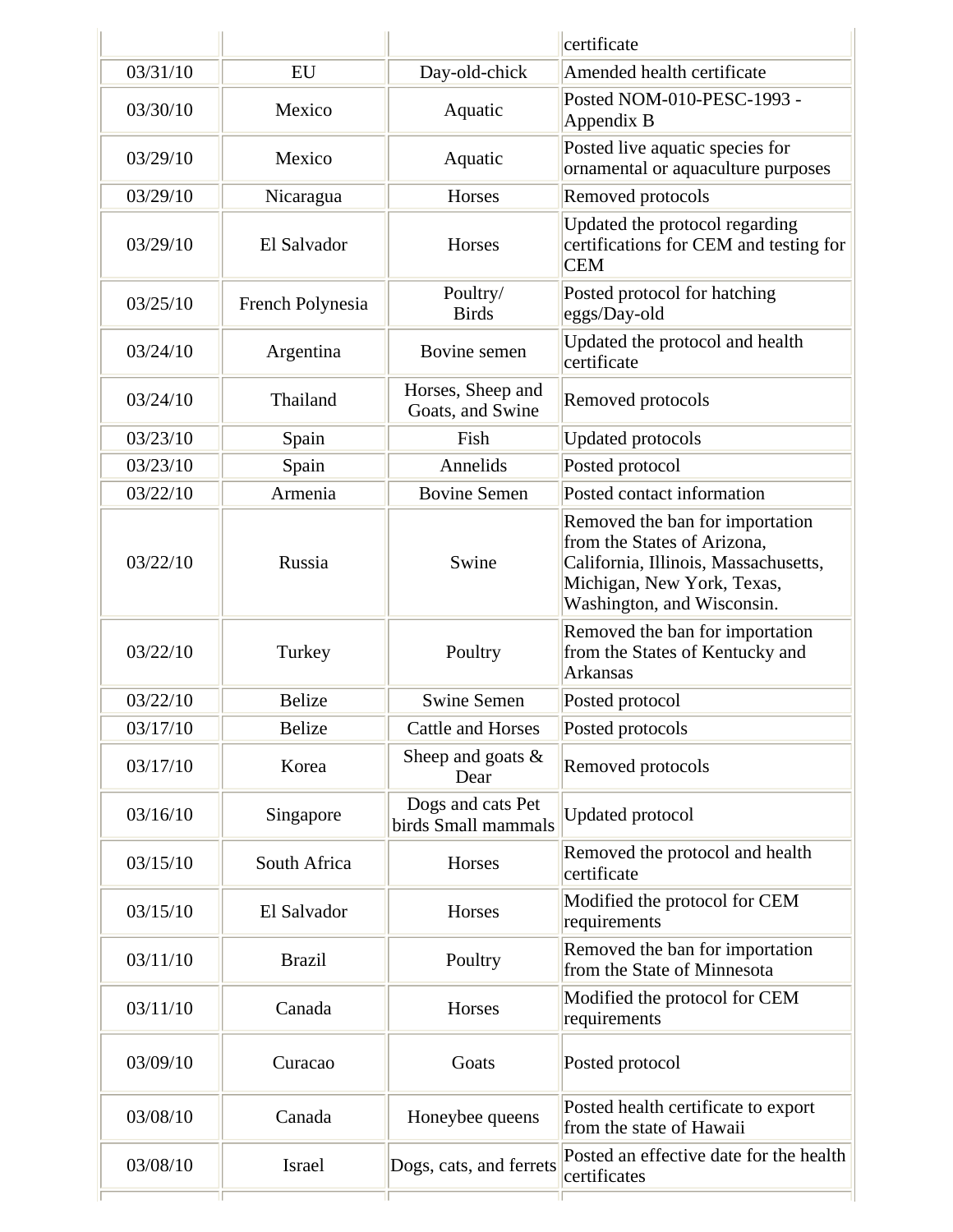| | | | certificate |
|---|---|---|---|
| 03/31/10 | EU | Day-old-chick | Amended health certificate |
| 03/30/10 | Mexico | Aquatic | Posted NOM-010-PESC-1993 - Appendix B |
| 03/29/10 | Mexico | Aquatic | Posted live aquatic species for ornamental or aquaculture purposes |
| 03/29/10 | Nicaragua | Horses | Removed protocols |
| 03/29/10 | El Salvador | Horses | Updated the protocol regarding certifications for CEM and testing for CEM |
| 03/25/10 | French Polynesia | Poultry/ Birds | Posted protocol for hatching eggs/Day-old |
| 03/24/10 | Argentina | Bovine semen | Updated the protocol and health certificate |
| 03/24/10 | Thailand | Horses, Sheep and Goats, and Swine | Removed protocols |
| 03/23/10 | Spain | Fish | Updated protocols |
| 03/23/10 | Spain | Annelids | Posted protocol |
| 03/22/10 | Armenia | Bovine Semen | Posted contact information |
| 03/22/10 | Russia | Swine | Removed the ban for importation from the States of Arizona, California, Illinois, Massachusetts, Michigan, New York, Texas, Washington, and Wisconsin. |
| 03/22/10 | Turkey | Poultry | Removed the ban for importation from the States of Kentucky and Arkansas |
| 03/22/10 | Belize | Swine Semen | Posted protocol |
| 03/17/10 | Belize | Cattle and Horses | Posted protocols |
| 03/17/10 | Korea | Sheep and goats & Dear | Removed protocols |
| 03/16/10 | Singapore | Dogs and cats Pet birds Small mammals | Updated protocol |
| 03/15/10 | South Africa | Horses | Removed the protocol and health certificate |
| 03/15/10 | El Salvador | Horses | Modified the protocol for CEM requirements |
| 03/11/10 | Brazil | Poultry | Removed the ban for importation from the State of Minnesota |
| 03/11/10 | Canada | Horses | Modified the protocol for CEM requirements |
| 03/09/10 | Curacao | Goats | Posted protocol |
| 03/08/10 | Canada | Honeybee queens | Posted health certificate to export from the state of Hawaii |
| 03/08/10 | Israel | Dogs, cats, and ferrets | Posted an effective date for the health certificates |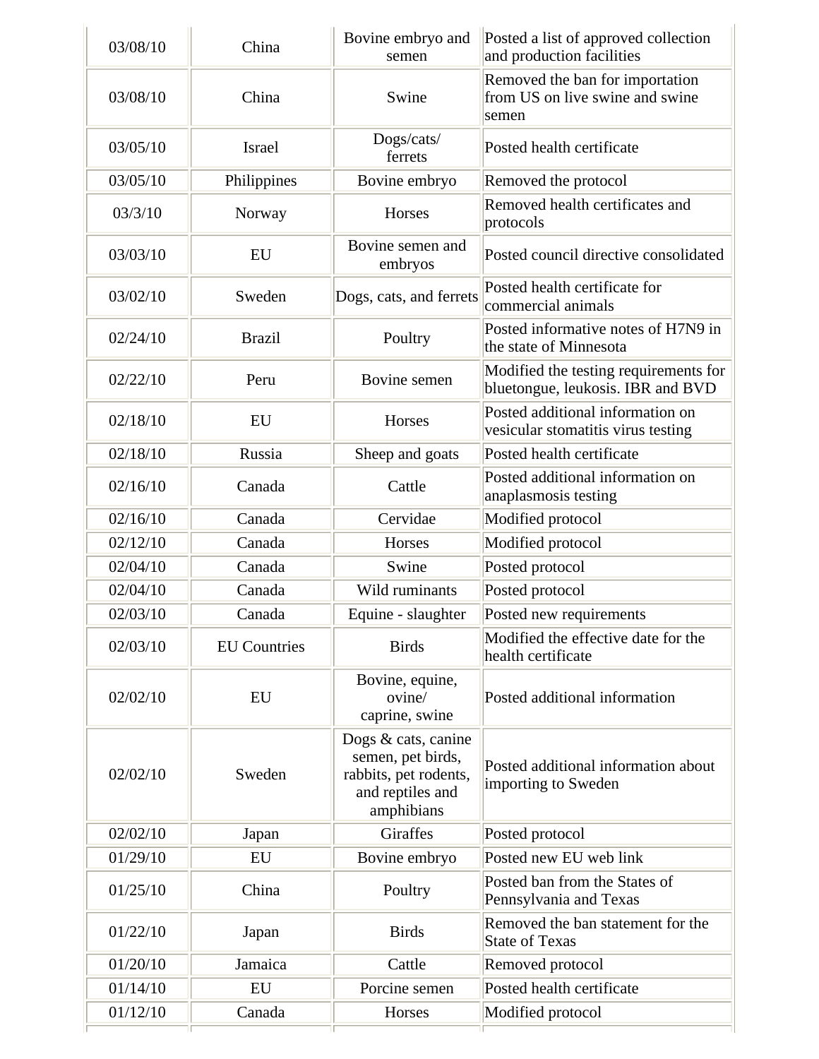| | | | |
|---|---|---|---|
| 03/08/10 | China | Bovine embryo and semen | Posted a list of approved collection and production facilities |
| 03/08/10 | China | Swine | Removed the ban for importation from US on live swine and swine semen |
| 03/05/10 | Israel | Dogs/cats/ ferrets | Posted health certificate |
| 03/05/10 | Philippines | Bovine embryo | Removed the protocol |
| 03/3/10 | Norway | Horses | Removed health certificates and protocols |
| 03/03/10 | EU | Bovine semen and embryos | Posted council directive consolidated |
| 03/02/10 | Sweden | Dogs, cats, and ferrets | Posted health certificate for commercial animals |
| 02/24/10 | Brazil | Poultry | Posted informative notes of H7N9 in the state of Minnesota |
| 02/22/10 | Peru | Bovine semen | Modified the testing requirements for bluetongue, leukosis. IBR and BVD |
| 02/18/10 | EU | Horses | Posted additional information on vesicular stomatitis virus testing |
| 02/18/10 | Russia | Sheep and goats | Posted health certificate |
| 02/16/10 | Canada | Cattle | Posted additional information on anaplasmosis testing |
| 02/16/10 | Canada | Cervidae | Modified protocol |
| 02/12/10 | Canada | Horses | Modified protocol |
| 02/04/10 | Canada | Swine | Posted protocol |
| 02/04/10 | Canada | Wild ruminants | Posted protocol |
| 02/03/10 | Canada | Equine - slaughter | Posted new requirements |
| 02/03/10 | EU Countries | Birds | Modified the effective date for the health certificate |
| 02/02/10 | EU | Bovine, equine, ovine/ caprine, swine | Posted additional information |
| 02/02/10 | Sweden | Dogs & cats, canine semen, pet birds, rabbits, pet rodents, and reptiles and amphibians | Posted additional information about importing to Sweden |
| 02/02/10 | Japan | Giraffes | Posted protocol |
| 01/29/10 | EU | Bovine embryo | Posted new EU web link |
| 01/25/10 | China | Poultry | Posted ban from the States of Pennsylvania and Texas |
| 01/22/10 | Japan | Birds | Removed the ban statement for the State of Texas |
| 01/20/10 | Jamaica | Cattle | Removed protocol |
| 01/14/10 | EU | Porcine semen | Posted health certificate |
| 01/12/10 | Canada | Horses | Modified protocol |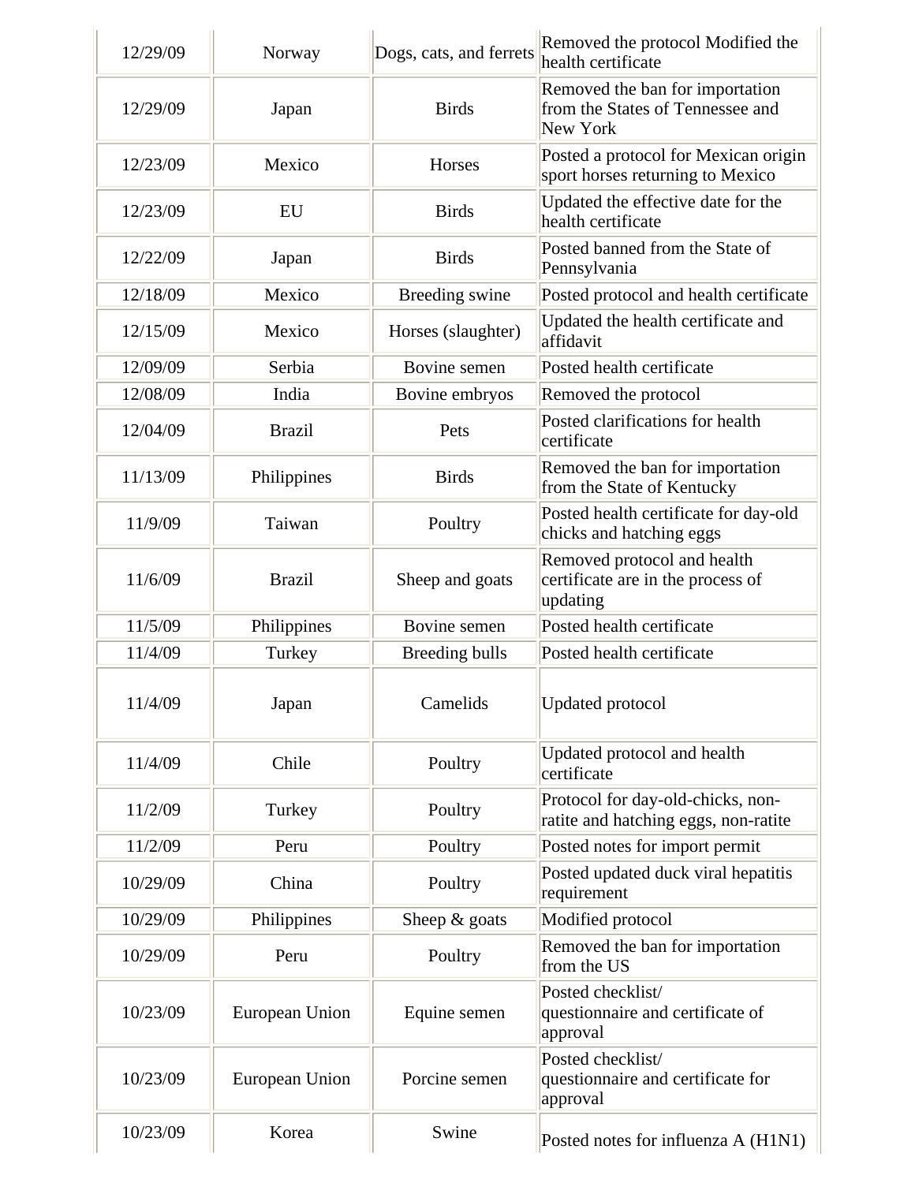| 12/29/09 | Norway | Dogs, cats, and ferrets | Removed the protocol Modified the health certificate |
|---|---|---|---|
| 12/29/09 | Japan | Birds | Removed the ban for importation from the States of Tennessee and New York |
| 12/23/09 | Mexico | Horses | Posted a protocol for Mexican origin sport horses returning to Mexico |
| 12/23/09 | EU | Birds | Updated the effective date for the health certificate |
| 12/22/09 | Japan | Birds | Posted banned from the State of Pennsylvania |
| 12/18/09 | Mexico | Breeding swine | Posted protocol and health certificate |
| 12/15/09 | Mexico | Horses (slaughter) | Updated the health certificate and affidavit |
| 12/09/09 | Serbia | Bovine semen | Posted health certificate |
| 12/08/09 | India | Bovine embryos | Removed the protocol |
| 12/04/09 | Brazil | Pets | Posted clarifications for health certificate |
| 11/13/09 | Philippines | Birds | Removed the ban for importation from the State of Kentucky |
| 11/9/09 | Taiwan | Poultry | Posted health certificate for day-old chicks and hatching eggs |
| 11/6/09 | Brazil | Sheep and goats | Removed protocol and health certificate are in the process of updating |
| 11/5/09 | Philippines | Bovine semen | Posted health certificate |
| 11/4/09 | Turkey | Breeding bulls | Posted health certificate |
| 11/4/09 | Japan | Camelids | Updated protocol |
| 11/4/09 | Chile | Poultry | Updated protocol and health certificate |
| 11/2/09 | Turkey | Poultry | Protocol for day-old-chicks, non-ratite and hatching eggs, non-ratite |
| 11/2/09 | Peru | Poultry | Posted notes for import permit |
| 10/29/09 | China | Poultry | Posted updated duck viral hepatitis requirement |
| 10/29/09 | Philippines | Sheep & goats | Modified protocol |
| 10/29/09 | Peru | Poultry | Removed the ban for importation from the US |
| 10/23/09 | European Union | Equine semen | Posted checklist/ questionnaire and certificate of approval |
| 10/23/09 | European Union | Porcine semen | Posted checklist/ questionnaire and certificate for approval |
| 10/23/09 | Korea | Swine | Posted notes for influenza A (H1N1) |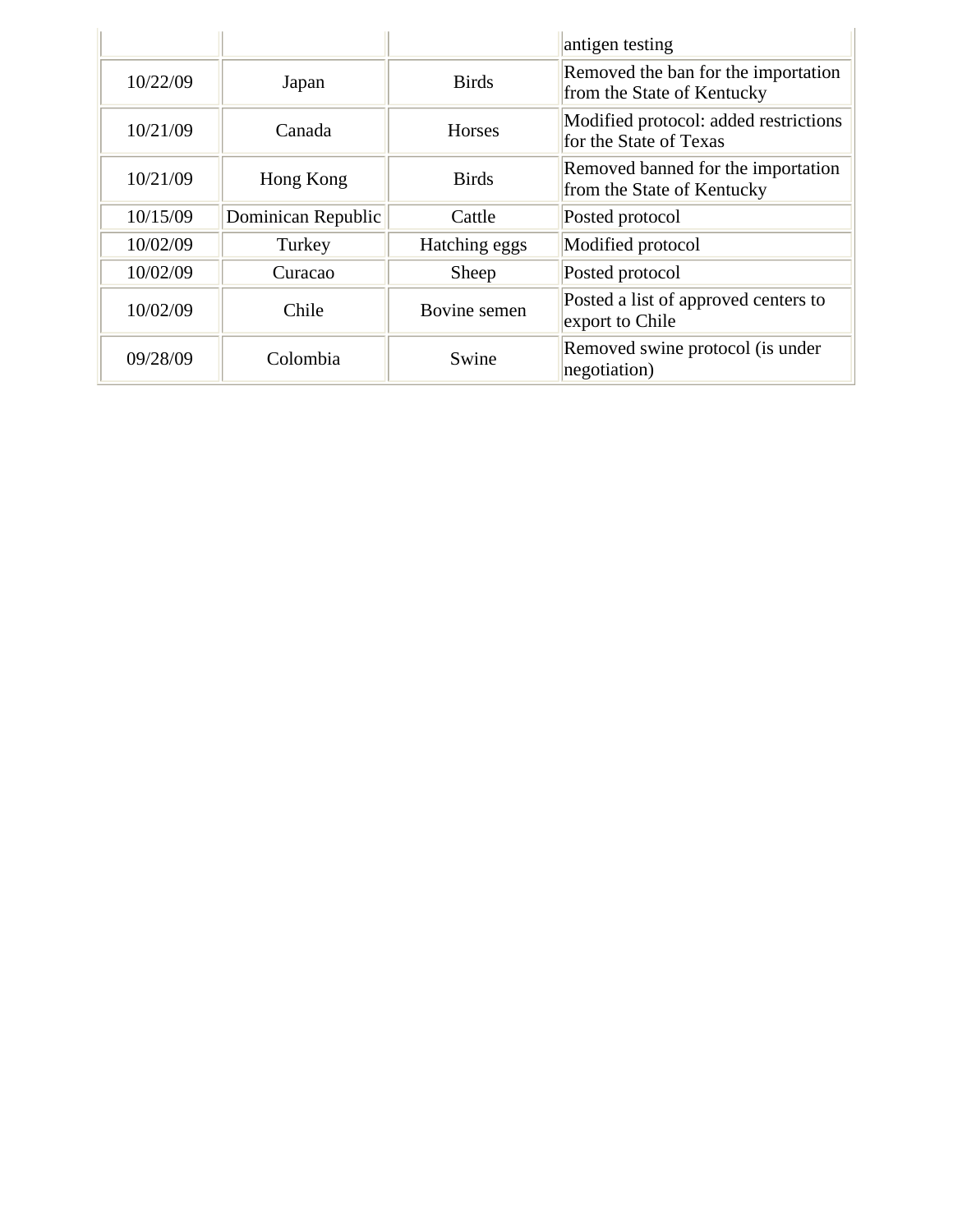| | | | |
|---|---|---|---|
| | | | antigen testing |
| 10/22/09 | Japan | Birds | Removed the ban for the importation from the State of Kentucky |
| 10/21/09 | Canada | Horses | Modified protocol: added restrictions for the State of Texas |
| 10/21/09 | Hong Kong | Birds | Removed banned for the importation from the State of Kentucky |
| 10/15/09 | Dominican Republic | Cattle | Posted protocol |
| 10/02/09 | Turkey | Hatching eggs | Modified protocol |
| 10/02/09 | Curacao | Sheep | Posted protocol |
| 10/02/09 | Chile | Bovine semen | Posted a list of approved centers to export to Chile |
| 09/28/09 | Colombia | Swine | Removed swine protocol (is under negotiation) |